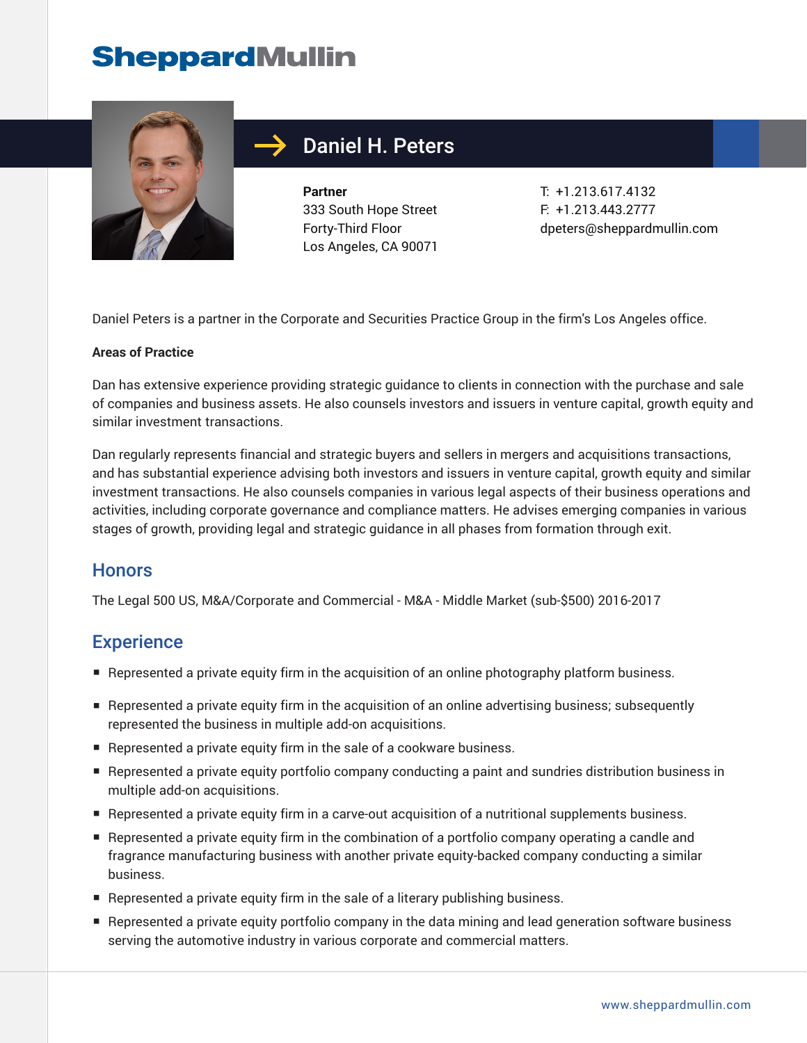# Daniel H. Peters

**Partner**
333 South Hope Street
Forty-Third Floor
Los Angeles, CA 90071

T: +1.213.617.4132
F: +1.213.443.2777
dpeters@sheppardmullin.com

Daniel Peters is a partner in the Corporate and Securities Practice Group in the firm's Los Angeles office.

**Areas of Practice**

Dan has extensive experience providing strategic guidance to clients in connection with the purchase and sale of companies and business assets. He also counsels investors and issuers in venture capital, growth equity and similar investment transactions.

Dan regularly represents financial and strategic buyers and sellers in mergers and acquisitions transactions, and has substantial experience advising both investors and issuers in venture capital, growth equity and similar investment transactions. He also counsels companies in various legal aspects of their business operations and activities, including corporate governance and compliance matters. He advises emerging companies in various stages of growth, providing legal and strategic guidance in all phases from formation through exit.

## Honors

The Legal 500 US, M&A/Corporate and Commercial - M&A - Middle Market (sub-$500) 2016-2017

## Experience

- Represented a private equity firm in the acquisition of an online photography platform business.
- Represented a private equity firm in the acquisition of an online advertising business; subsequently represented the business in multiple add-on acquisitions.
- Represented a private equity firm in the sale of a cookware business.
- Represented a private equity portfolio company conducting a paint and sundries distribution business in multiple add-on acquisitions.
- Represented a private equity firm in a carve-out acquisition of a nutritional supplements business.
- Represented a private equity firm in the combination of a portfolio company operating a candle and fragrance manufacturing business with another private equity-backed company conducting a similar business.
- Represented a private equity firm in the sale of a literary publishing business.
- Represented a private equity portfolio company in the data mining and lead generation software business serving the automotive industry in various corporate and commercial matters.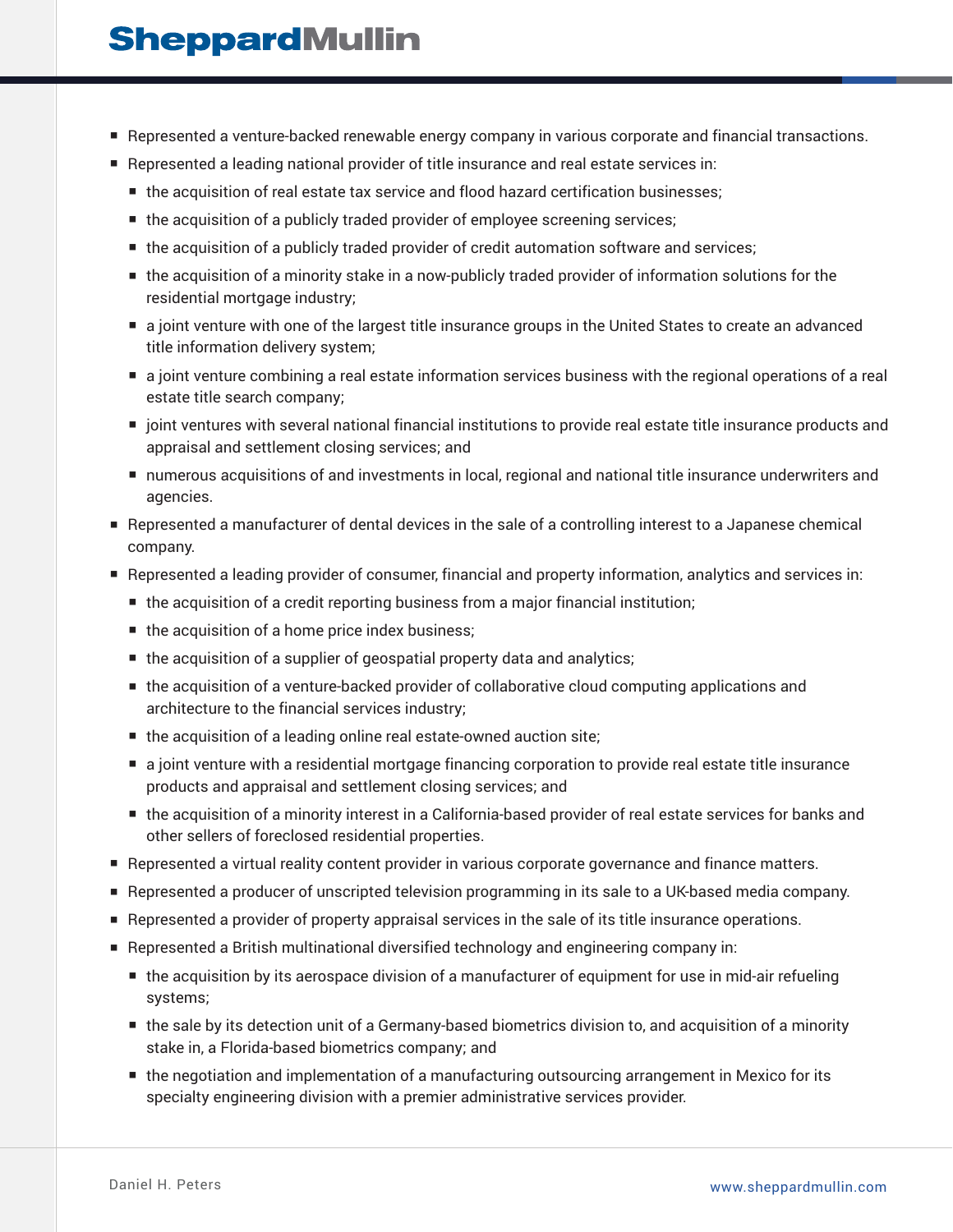- Represented a venture-backed renewable energy company in various corporate and financial transactions.
- Represented a leading national provider of title insurance and real estate services in:
  - the acquisition of real estate tax service and flood hazard certification businesses;
  - the acquisition of a publicly traded provider of employee screening services;
  - the acquisition of a publicly traded provider of credit automation software and services;
  - the acquisition of a minority stake in a now-publicly traded provider of information solutions for the residential mortgage industry;
  - a joint venture with one of the largest title insurance groups in the United States to create an advanced title information delivery system;
  - a joint venture combining a real estate information services business with the regional operations of a real estate title search company;
  - joint ventures with several national financial institutions to provide real estate title insurance products and appraisal and settlement closing services; and
  - numerous acquisitions of and investments in local, regional and national title insurance underwriters and agencies.
- Represented a manufacturer of dental devices in the sale of a controlling interest to a Japanese chemical company.
- Represented a leading provider of consumer, financial and property information, analytics and services in:
  - the acquisition of a credit reporting business from a major financial institution;
  - the acquisition of a home price index business;
  - the acquisition of a supplier of geospatial property data and analytics;
  - the acquisition of a venture-backed provider of collaborative cloud computing applications and architecture to the financial services industry;
  - the acquisition of a leading online real estate-owned auction site;
  - a joint venture with a residential mortgage financing corporation to provide real estate title insurance products and appraisal and settlement closing services; and
  - the acquisition of a minority interest in a California-based provider of real estate services for banks and other sellers of foreclosed residential properties.
- Represented a virtual reality content provider in various corporate governance and finance matters.
- Represented a producer of unscripted television programming in its sale to a UK-based media company.
- Represented a provider of property appraisal services in the sale of its title insurance operations.
- Represented a British multinational diversified technology and engineering company in:
  - the acquisition by its aerospace division of a manufacturer of equipment for use in mid-air refueling systems;
  - the sale by its detection unit of a Germany-based biometrics division to, and acquisition of a minority stake in, a Florida-based biometrics company; and
  - the negotiation and implementation of a manufacturing outsourcing arrangement in Mexico for its specialty engineering division with a premier administrative services provider.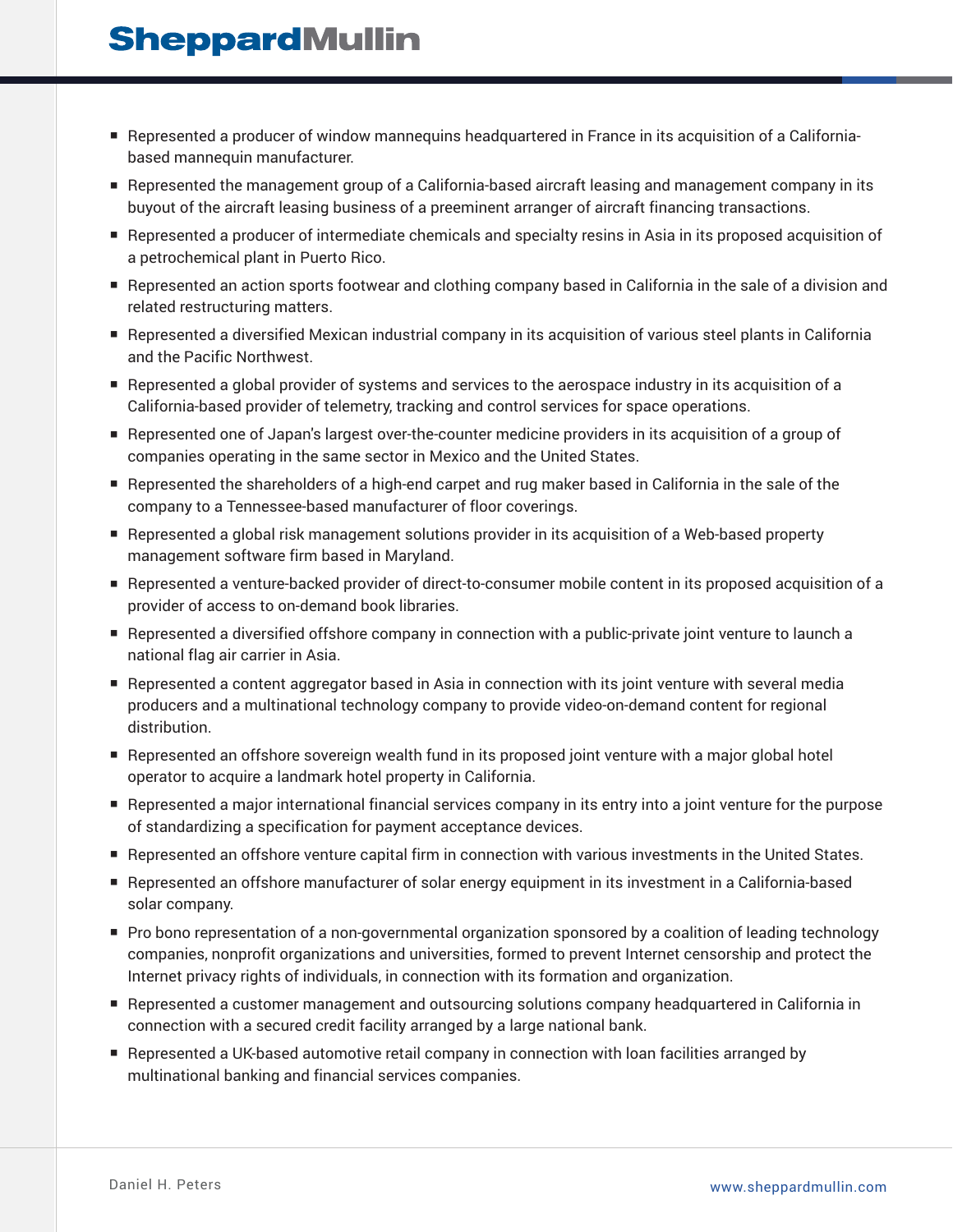- Represented a producer of window mannequins headquartered in France in its acquisition of a California-based mannequin manufacturer.
- Represented the management group of a California-based aircraft leasing and management company in its buyout of the aircraft leasing business of a preeminent arranger of aircraft financing transactions.
- Represented a producer of intermediate chemicals and specialty resins in Asia in its proposed acquisition of a petrochemical plant in Puerto Rico.
- Represented an action sports footwear and clothing company based in California in the sale of a division and related restructuring matters.
- Represented a diversified Mexican industrial company in its acquisition of various steel plants in California and the Pacific Northwest.
- Represented a global provider of systems and services to the aerospace industry in its acquisition of a California-based provider of telemetry, tracking and control services for space operations.
- Represented one of Japan's largest over-the-counter medicine providers in its acquisition of a group of companies operating in the same sector in Mexico and the United States.
- Represented the shareholders of a high-end carpet and rug maker based in California in the sale of the company to a Tennessee-based manufacturer of floor coverings.
- Represented a global risk management solutions provider in its acquisition of a Web-based property management software firm based in Maryland.
- Represented a venture-backed provider of direct-to-consumer mobile content in its proposed acquisition of a provider of access to on-demand book libraries.
- Represented a diversified offshore company in connection with a public-private joint venture to launch a national flag air carrier in Asia.
- Represented a content aggregator based in Asia in connection with its joint venture with several media producers and a multinational technology company to provide video-on-demand content for regional distribution.
- Represented an offshore sovereign wealth fund in its proposed joint venture with a major global hotel operator to acquire a landmark hotel property in California.
- Represented a major international financial services company in its entry into a joint venture for the purpose of standardizing a specification for payment acceptance devices.
- Represented an offshore venture capital firm in connection with various investments in the United States.
- Represented an offshore manufacturer of solar energy equipment in its investment in a California-based solar company.
- Pro bono representation of a non-governmental organization sponsored by a coalition of leading technology companies, nonprofit organizations and universities, formed to prevent Internet censorship and protect the Internet privacy rights of individuals, in connection with its formation and organization.
- Represented a customer management and outsourcing solutions company headquartered in California in connection with a secured credit facility arranged by a large national bank.
- Represented a UK-based automotive retail company in connection with loan facilities arranged by multinational banking and financial services companies.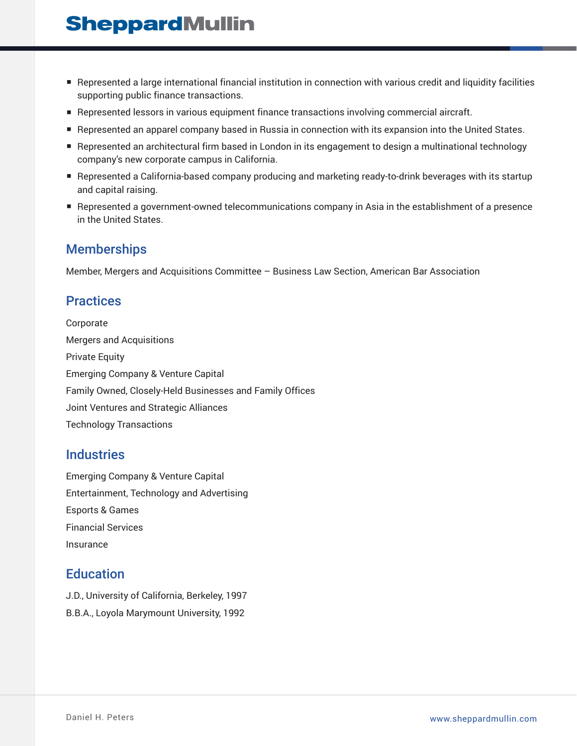- Represented a large international financial institution in connection with various credit and liquidity facilities supporting public finance transactions.
- Represented lessors in various equipment finance transactions involving commercial aircraft.
- Represented an apparel company based in Russia in connection with its expansion into the United States.
- Represented an architectural firm based in London in its engagement to design a multinational technology company's new corporate campus in California.
- Represented a California-based company producing and marketing ready-to-drink beverages with its startup and capital raising.
- Represented a government-owned telecommunications company in Asia in the establishment of a presence in the United States.

## Memberships

Member, Mergers and Acquisitions Committee – Business Law Section, American Bar Association

## Practices

Corporate

Mergers and Acquisitions

Private Equity

Emerging Company & Venture Capital

Family Owned, Closely-Held Businesses and Family Offices

Joint Ventures and Strategic Alliances

Technology Transactions

## Industries

Emerging Company & Venture Capital

Entertainment, Technology and Advertising

Esports & Games

Financial Services

Insurance

## Education

J.D., University of California, Berkeley, 1997

B.B.A., Loyola Marymount University, 1992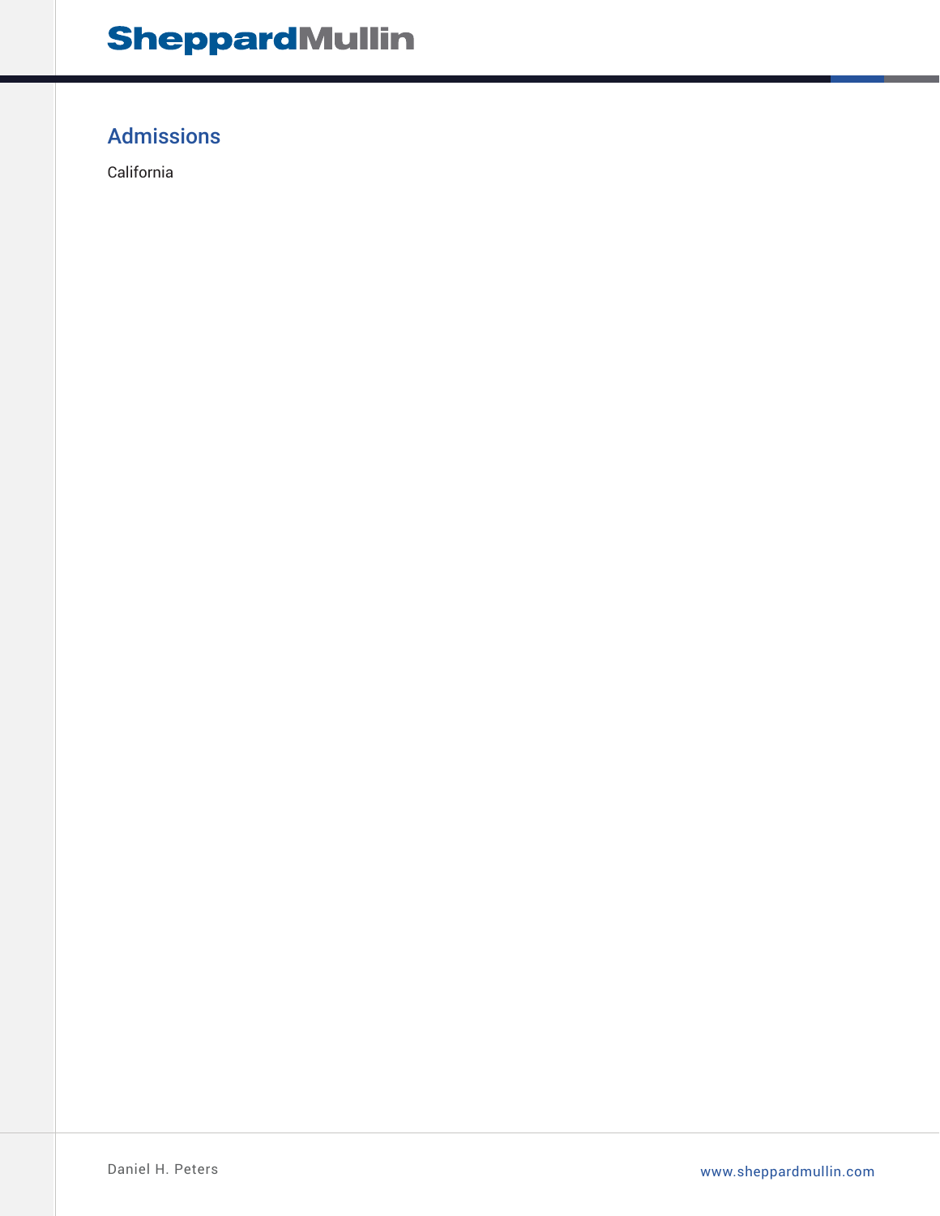## Admissions

California